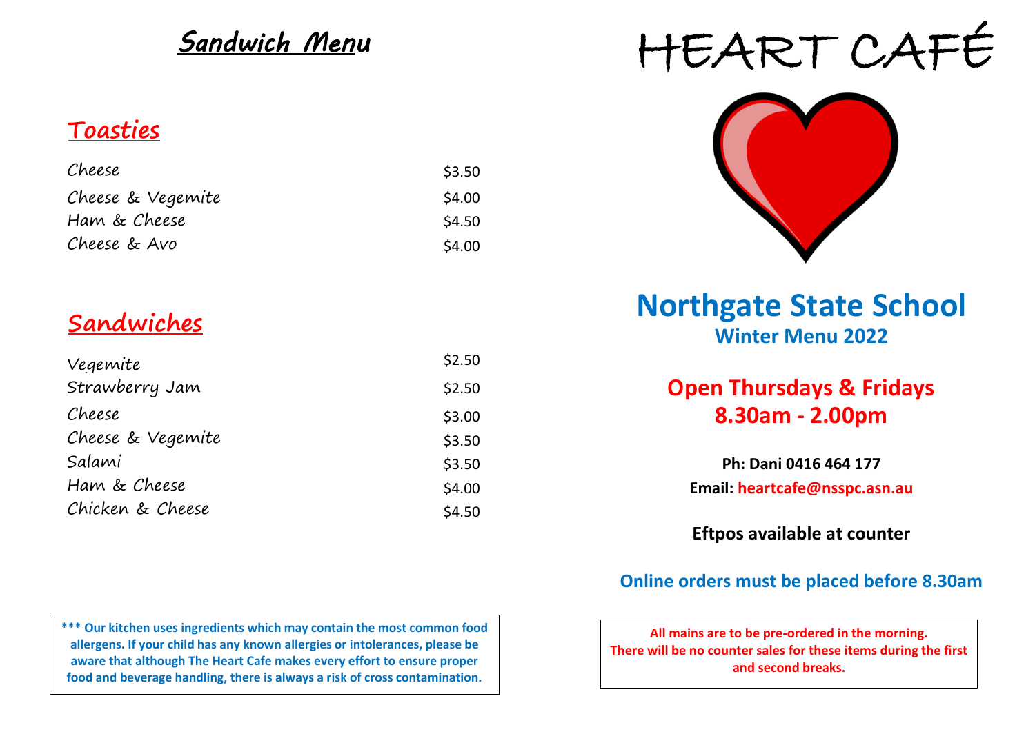# Sandwich Menu

## Toasties

| | |
|---|---|
| Cheese | $3.50 |
| Cheese & Vegemite | $4.00 |
| Ham & Cheese | $4.50 |
| Cheese & Avo | $4.00 |

## Sandwiches

| | |
|---|---|
| Vegemite | $2.50 |
| Strawberry Jam | $2.50 |
| Cheese | $3.00 |
| Cheese & Vegemite | $3.50 |
| Salami | $3.50 |
| Ham & Cheese | $4.00 |
| Chicken & Cheese | $4.50 |

**\*\*\* Our kitchen uses ingredients which may contain the most common food allergens. If your child has any known allergies or intolerances, please be aware that although The Heart Cafe makes every effort to ensure proper food and beverage handling, there is always a risk of cross contamination.**

# HEART CAFÉ

## Northgate State School

**Winter Menu 2022**

## Open Thursdays & Fridays
## 8.30am - 2.00pm

**Ph: Dani 0416 464 177**

**Email: heartcafe@nsspc.asn.au**

**Eftpos available at counter**

**Online orders must be placed before 8.30am**

**All mains are to be pre-ordered in the morning.
There will be no counter sales for these items during the first and second breaks.**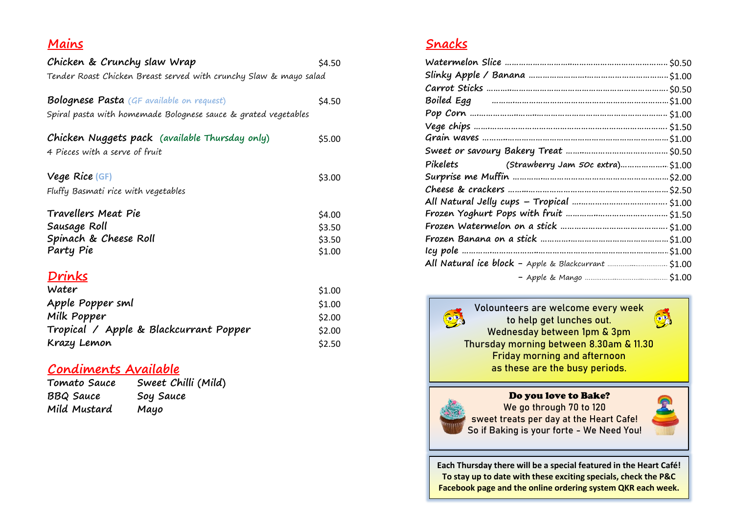## Mains

| | |
|---|---|
| **Chicken & Crunchy slaw Wrap** | $4.50 |
| *Tender Roast Chicken Breast served with crunchy Slaw & mayo salad* | |
| **Bolognese Pasta** *(GF available on request)* | $4.50 |
| *Spiral pasta with homemade Bolognese sauce & grated vegetables* | |
| **Chicken Nuggets pack** *(available Thursday only)* | $5.00 |
| *4 Pieces with a serve of fruit* | |
| **Vege Rice** (GF) | $3.00 |
| *Fluffy Basmati rice with vegetables* | |
| **Travellers Meat Pie** | $4.00 |
| **Sausage Roll** | $3.50 |
| **Spinach & Cheese Roll** | $3.50 |
| **Party Pie** | $1.00 |

## Drinks

| | |
|---|---|
| Water | $1.00 |
| Apple Popper sml | $1.00 |
| Milk Popper | $2.00 |
| Tropical / Apple & Blackcurrant Popper | $2.00 |
| Krazy Lemon | $2.50 |

## Condiments Available

| | |
|---|---|
| Tomato Sauce | Sweet Chilli (Mild) |
| BBQ Sauce | Soy Sauce |
| Mild Mustard | Mayo |

## Snacks

| | |
|---|---|
| Watermelon Slice | $0.50 |
| Slinky Apple / Banana | $1.00 |
| Carrot Sticks | $0.50 |
| Boiled Egg | $1.00 |
| Pop Corn | $1.00 |
| Vege chips | $1.50 |
| Grain waves | $1.00 |
| Sweet or savoury Bakery Treat | $0.50 |
| Pikelets (Strawberry Jam 50c extra) | $1.00 |
| Surprise me Muffin | $2.00 |
| Cheese & crackers | $2.50 |
| All Natural Jelly cups – Tropical | $1.00 |
| Frozen Yoghurt Pops with fruit | $1.50 |
| Frozen Watermelon on a stick | $1.00 |
| Frozen Banana on a stick | $1.00 |
| Icy pole | $1.00 |
| All Natural ice block – Apple & Blackcurrant | $1.00 |
| – Apple & Mango | $1.00 |

Volounteers are welcome every week
to help get lunches out.
Wednesday between 1pm & 3pm
Thursday morning between 8.30am & 11.30
Friday morning and afternoon
as these are the busy periods.

**Do you love to Bake?**
We go through 70 to 120
sweet treats per day at the Heart Cafe!
So if Baking is your forte - We Need You!

**Each Thursday there will be a special featured in the Heart Café! To stay up to date with these exciting specials, check the P&C Facebook page and the online ordering system QKR each week.**